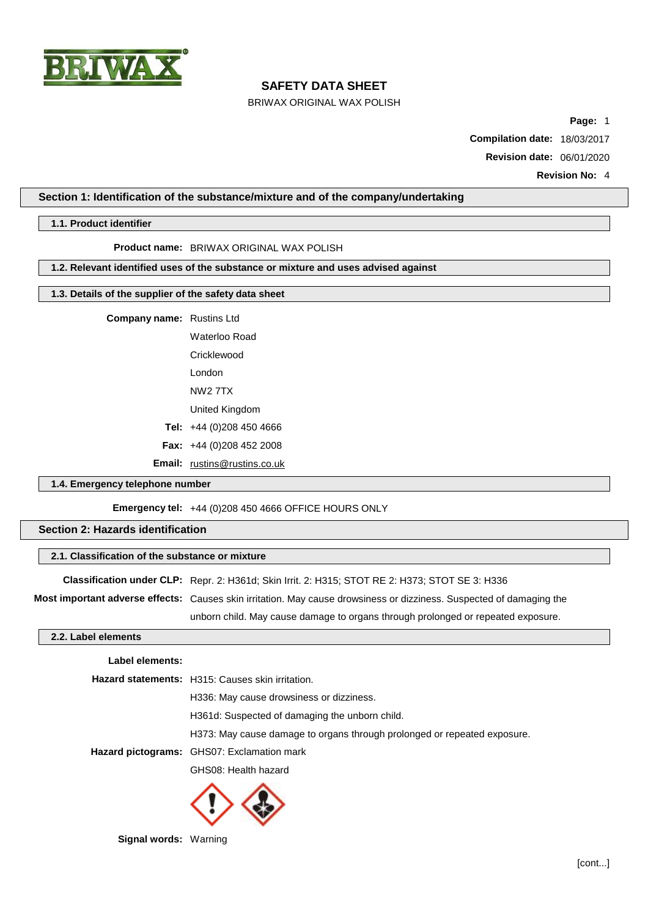# SAFETY DATA SHEET

BRIWAX ORIGINAL WAX POLISH

**Compilation date:** 18/03/2017

**Revision date:** 06/01/2020

**Revision No:** 4

## Section 1: Identification of the substance/mixture and of the company/undertaking

### 1.1. Product identifier

**Product name:** BRIWAX ORIGINAL WAX POLISH

### 1.2. Relevant identified uses of the substance or mixture and uses advised against

### 1.3. Details of the supplier of the safety data sheet

**Company name:** Rustins Ltd
Waterloo Road
Cricklewood
London
NW2 7TX
United Kingdom

**Tel:** +44 (0)208 450 4666

**Fax:** +44 (0)208 452 2008

**Email:** rustins@rustins.co.uk

### 1.4. Emergency telephone number

**Emergency tel:** +44 (0)208 450 4666 OFFICE HOURS ONLY

## Section 2: Hazards identification

### 2.1. Classification of the substance or mixture

**Classification under CLP:** Repr. 2: H361d; Skin Irrit. 2: H315; STOT RE 2: H373; STOT SE 3: H336

**Most important adverse effects:** Causes skin irritation. May cause drowsiness or dizziness. Suspected of damaging the unborn child. May cause damage to organs through prolonged or repeated exposure.

### 2.2. Label elements

**Label elements:**

**Hazard statements:** H315: Causes skin irritation.
H336: May cause drowsiness or dizziness.
H361d: Suspected of damaging the unborn child.
H373: May cause damage to organs through prolonged or repeated exposure.

**Hazard pictograms:** GHS07: Exclamation mark
GHS08: Health hazard

**Signal words:** Warning

[cont...]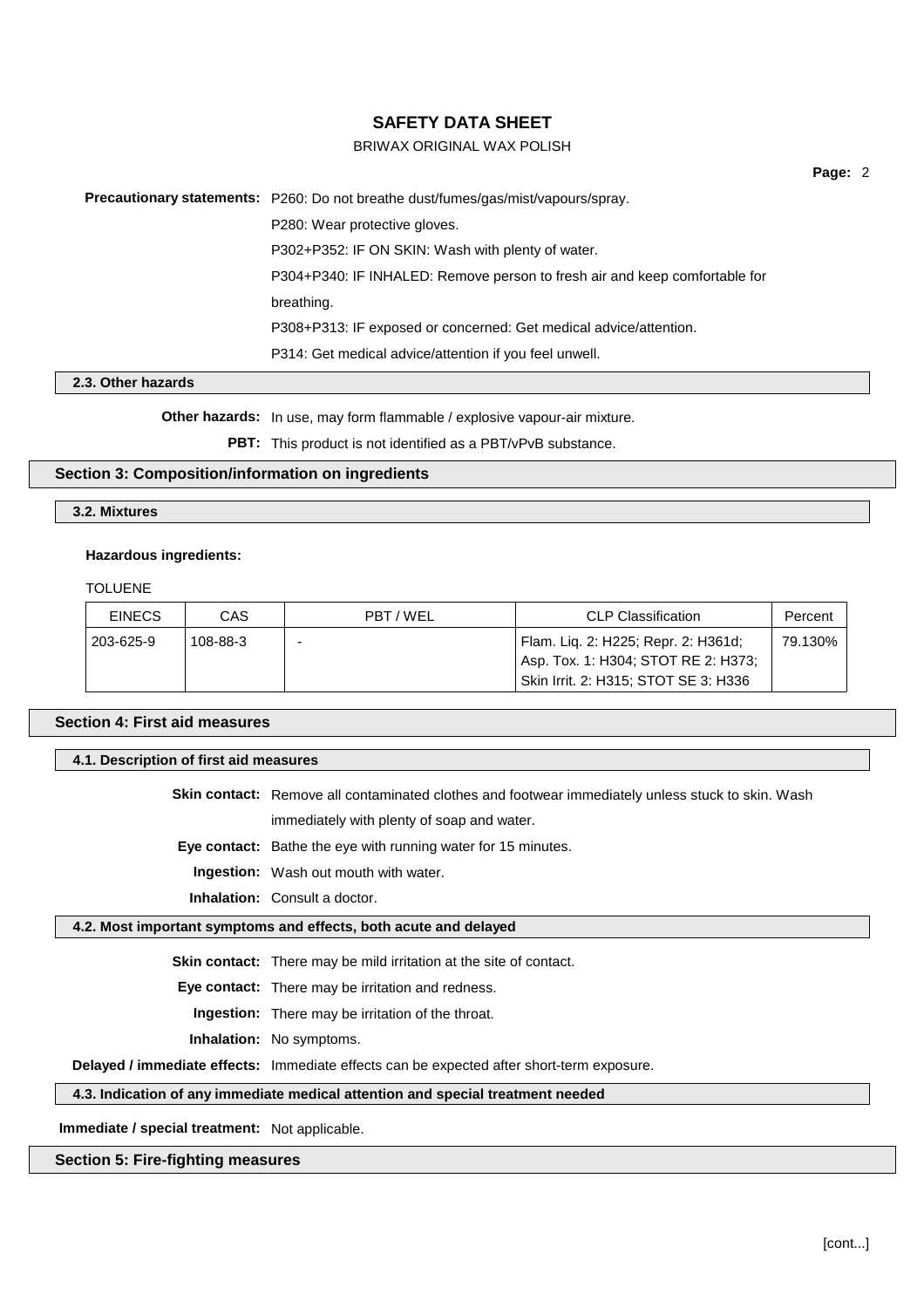**Precautionary statements:** P260: Do not breathe dust/fumes/gas/mist/vapours/spray.

P280: Wear protective gloves.

P302+P352: IF ON SKIN: Wash with plenty of water.

P304+P340: IF INHALED: Remove person to fresh air and keep comfortable for breathing.

P308+P313: IF exposed or concerned: Get medical advice/attention.

P314: Get medical advice/attention if you feel unwell.

### 2.3. Other hazards

**Other hazards:** In use, may form flammable / explosive vapour-air mixture.

**PBT:** This product is not identified as a PBT/vPvB substance.

## Section 3: Composition/information on ingredients

### 3.2. Mixtures

**Hazardous ingredients:**

TOLUENE

| EINECS | CAS | PBT / WEL | CLP Classification | Percent |
|---|---|---|---|---|
| 203-625-9 | 108-88-3 | - | Flam. Liq. 2: H225; Repr. 2: H361d; Asp. Tox. 1: H304; STOT RE 2: H373; Skin Irrit. 2: H315; STOT SE 3: H336 | 79.130% |

## Section 4: First aid measures

### 4.1. Description of first aid measures

**Skin contact:** Remove all contaminated clothes and footwear immediately unless stuck to skin. Wash immediately with plenty of soap and water.

**Eye contact:** Bathe the eye with running water for 15 minutes.

**Ingestion:** Wash out mouth with water.

**Inhalation:** Consult a doctor.

### 4.2. Most important symptoms and effects, both acute and delayed

**Skin contact:** There may be mild irritation at the site of contact.

**Eye contact:** There may be irritation and redness.

**Ingestion:** There may be irritation of the throat.

**Inhalation:** No symptoms.

**Delayed / immediate effects:** Immediate effects can be expected after short-term exposure.

### 4.3. Indication of any immediate medical attention and special treatment needed

**Immediate / special treatment:** Not applicable.

## Section 5: Fire-fighting measures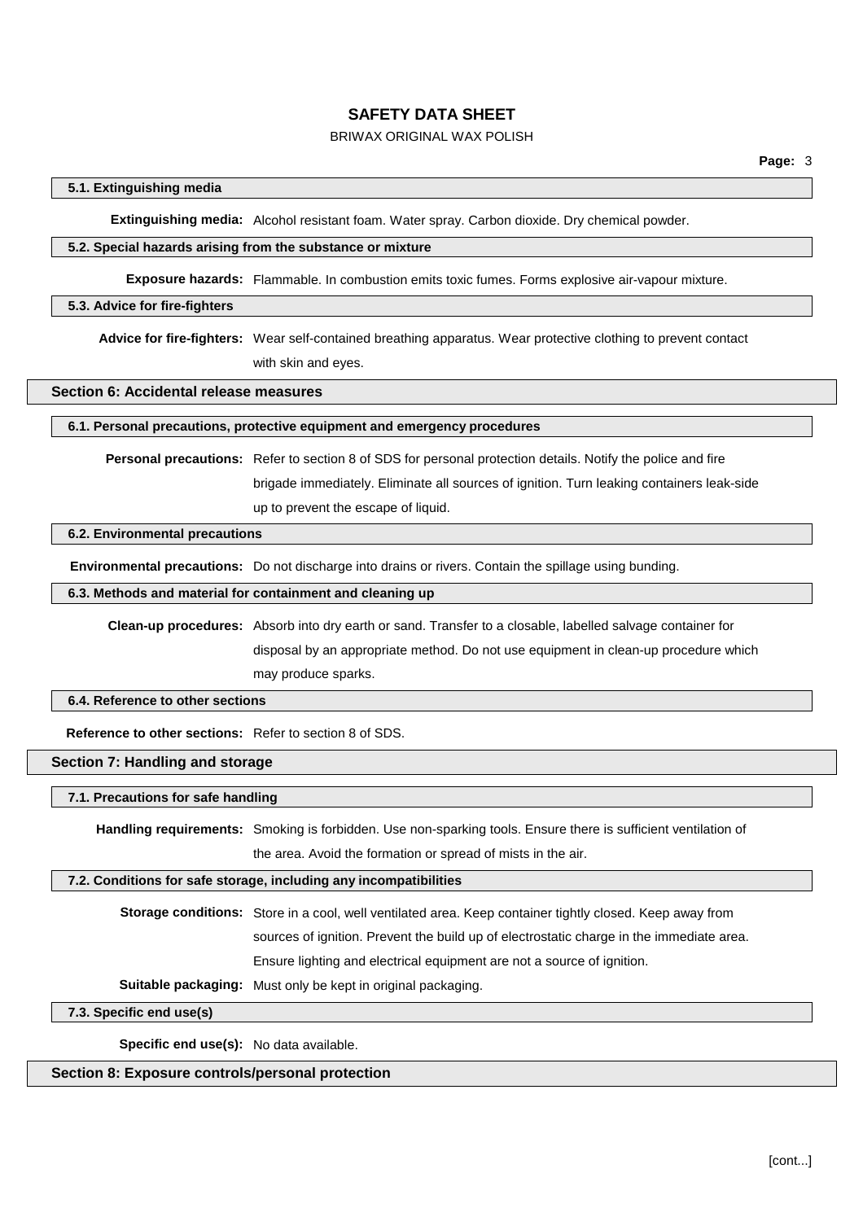### 5.1. Extinguishing media

**Extinguishing media:** Alcohol resistant foam. Water spray. Carbon dioxide. Dry chemical powder.

### 5.2. Special hazards arising from the substance or mixture

**Exposure hazards:** Flammable. In combustion emits toxic fumes. Forms explosive air-vapour mixture.

### 5.3. Advice for fire-fighters

**Advice for fire-fighters:** Wear self-contained breathing apparatus. Wear protective clothing to prevent contact with skin and eyes.

## Section 6: Accidental release measures

### 6.1. Personal precautions, protective equipment and emergency procedures

**Personal precautions:** Refer to section 8 of SDS for personal protection details. Notify the police and fire brigade immediately. Eliminate all sources of ignition. Turn leaking containers leak-side up to prevent the escape of liquid.

### 6.2. Environmental precautions

**Environmental precautions:** Do not discharge into drains or rivers. Contain the spillage using bunding.

### 6.3. Methods and material for containment and cleaning up

**Clean-up procedures:** Absorb into dry earth or sand. Transfer to a closable, labelled salvage container for disposal by an appropriate method. Do not use equipment in clean-up procedure which may produce sparks.

### 6.4. Reference to other sections

**Reference to other sections:** Refer to section 8 of SDS.

## Section 7: Handling and storage

### 7.1. Precautions for safe handling

**Handling requirements:** Smoking is forbidden. Use non-sparking tools. Ensure there is sufficient ventilation of the area. Avoid the formation or spread of mists in the air.

### 7.2. Conditions for safe storage, including any incompatibilities

**Storage conditions:** Store in a cool, well ventilated area. Keep container tightly closed. Keep away from sources of ignition. Prevent the build up of electrostatic charge in the immediate area. Ensure lighting and electrical equipment are not a source of ignition.

**Suitable packaging:** Must only be kept in original packaging.

### 7.3. Specific end use(s)

**Specific end use(s):** No data available.

## Section 8: Exposure controls/personal protection

[cont...]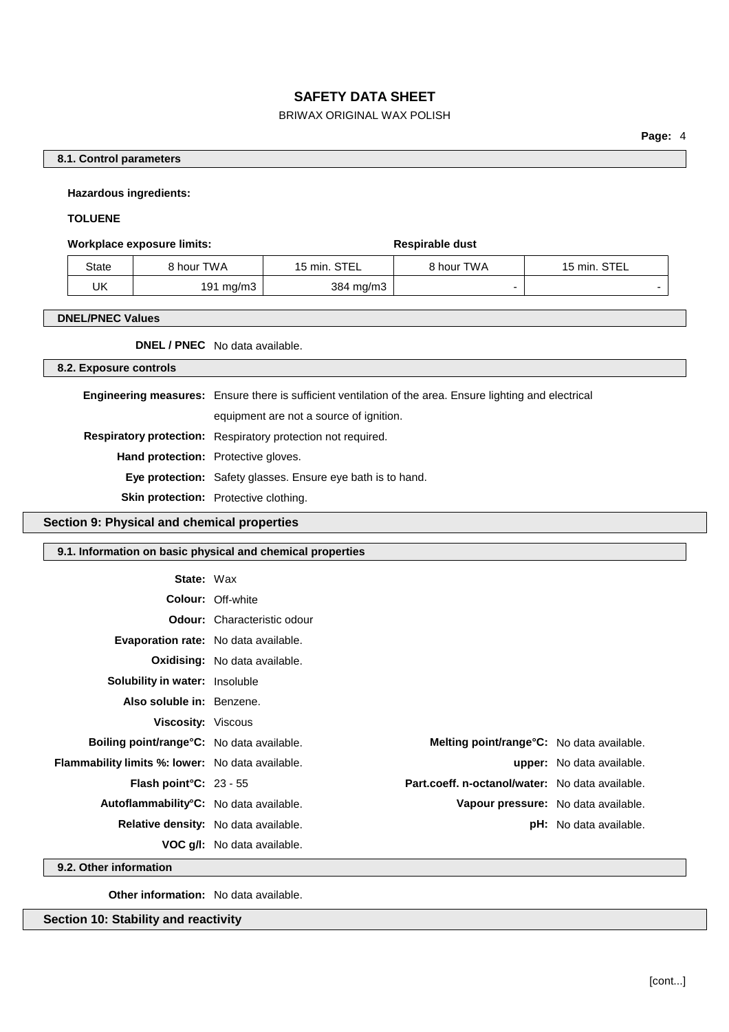#### 8.1. Control parameters

**Hazardous ingredients:**

**TOLUENE**

| **Workplace exposure limits:** | | | **Respirable dust** | |
|---|---|---|---|---|
| State | 8 hour TWA | 15 min. STEL | 8 hour TWA | 15 min. STEL |
| UK | 191 mg/m3 | 384 mg/m3 | - | - |

#### DNEL/PNEC Values

**DNEL / PNEC** No data available.

#### 8.2. Exposure controls

**Engineering measures:** Ensure there is sufficient ventilation of the area. Ensure lighting and electrical equipment are not a source of ignition.

**Respiratory protection:** Respiratory protection not required.

**Hand protection:** Protective gloves.

**Eye protection:** Safety glasses. Ensure eye bath is to hand.

**Skin protection:** Protective clothing.

## Section 9: Physical and chemical properties

#### 9.1. Information on basic physical and chemical properties

**State:** Wax

**Colour:** Off-white

**Odour:** Characteristic odour

**Evaporation rate:** No data available.

**Oxidising:** No data available.

**Solubility in water:** Insoluble

**Also soluble in:** Benzene.

**Viscosity:** Viscous

**Boiling point/range°C:** No data available.

**Melting point/range°C:** No data available.

**Flammability limits %: lower:** No data available.

**upper:** No data available.

**Flash point°C:** 23 - 55

**Part.coeff. n-octanol/water:** No data available.

**Autoflammability°C:** No data available.

**Vapour pressure:** No data available.

**Relative density:** No data available.

**pH:** No data available.

**VOC g/l:** No data available.

#### 9.2. Other information

**Other information:** No data available.

## Section 10: Stability and reactivity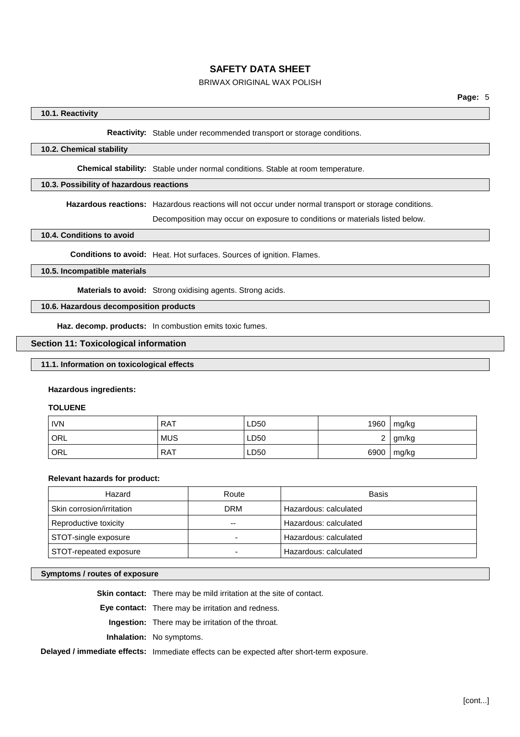#### 10.1. Reactivity

**Reactivity:** Stable under recommended transport or storage conditions.

#### 10.2. Chemical stability

**Chemical stability:** Stable under normal conditions. Stable at room temperature.

#### 10.3. Possibility of hazardous reactions

**Hazardous reactions:** Hazardous reactions will not occur under normal transport or storage conditions.

Decomposition may occur on exposure to conditions or materials listed below.

#### 10.4. Conditions to avoid

**Conditions to avoid:** Heat. Hot surfaces. Sources of ignition. Flames.

#### 10.5. Incompatible materials

**Materials to avoid:** Strong oxidising agents. Strong acids.

#### 10.6. Hazardous decomposition products

**Haz. decomp. products:** In combustion emits toxic fumes.

## Section 11: Toxicological information

#### 11.1. Information on toxicological effects

**Hazardous ingredients:**

**TOLUENE**

| | | | | |
|---|---|---|---|---|
| IVN | RAT | LD50 | 1960 | mg/kg |
| ORL | MUS | LD50 | 2 | gm/kg |
| ORL | RAT | LD50 | 6900 | mg/kg |

**Relevant hazards for product:**

| Hazard | Route | Basis |
|---|---|---|
| Skin corrosion/irritation | DRM | Hazardous: calculated |
| Reproductive toxicity | -- | Hazardous: calculated |
| STOT-single exposure | - | Hazardous: calculated |
| STOT-repeated exposure | - | Hazardous: calculated |

#### Symptoms / routes of exposure

**Skin contact:** There may be mild irritation at the site of contact.

**Eye contact:** There may be irritation and redness.

**Ingestion:** There may be irritation of the throat.

**Inhalation:** No symptoms.

**Delayed / immediate effects:** Immediate effects can be expected after short-term exposure.

[cont...]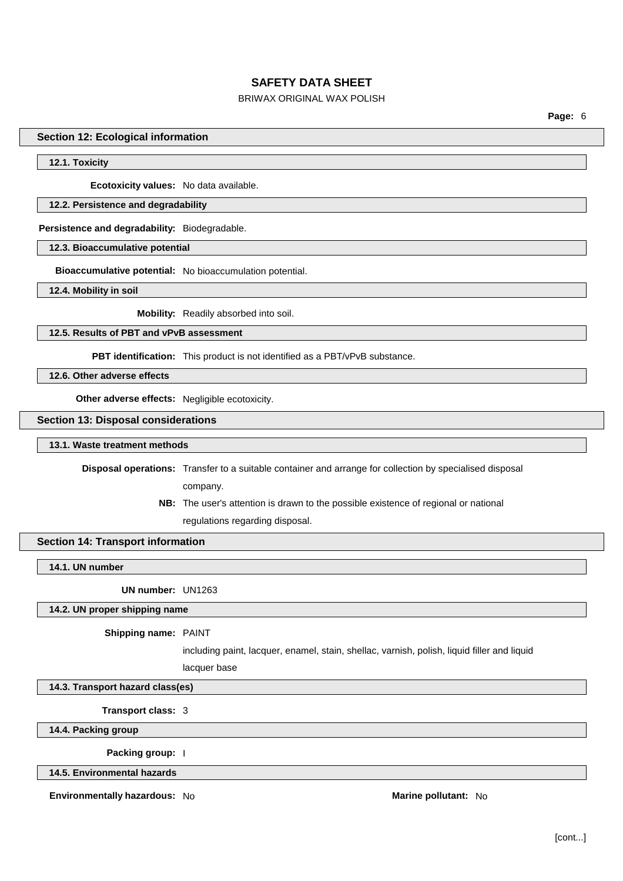## Section 12: Ecological information

### 12.1. Toxicity

**Ecotoxicity values:** No data available.

### 12.2. Persistence and degradability

**Persistence and degradability:** Biodegradable.

### 12.3. Bioaccumulative potential

**Bioaccumulative potential:** No bioaccumulation potential.

### 12.4. Mobility in soil

**Mobility:** Readily absorbed into soil.

### 12.5. Results of PBT and vPvB assessment

**PBT identification:** This product is not identified as a PBT/vPvB substance.

### 12.6. Other adverse effects

**Other adverse effects:** Negligible ecotoxicity.

## Section 13: Disposal considerations

### 13.1. Waste treatment methods

**Disposal operations:** Transfer to a suitable container and arrange for collection by specialised disposal company.

**NB:** The user's attention is drawn to the possible existence of regional or national regulations regarding disposal.

## Section 14: Transport information

### 14.1. UN number

**UN number:** UN1263

### 14.2. UN proper shipping name

**Shipping name:** PAINT
including paint, lacquer, enamel, stain, shellac, varnish, polish, liquid filler and liquid lacquer base

### 14.3. Transport hazard class(es)

**Transport class:** 3

### 14.4. Packing group

**Packing group:** I

### 14.5. Environmental hazards

**Environmentally hazardous:** No

**Marine pollutant:** No

[cont...]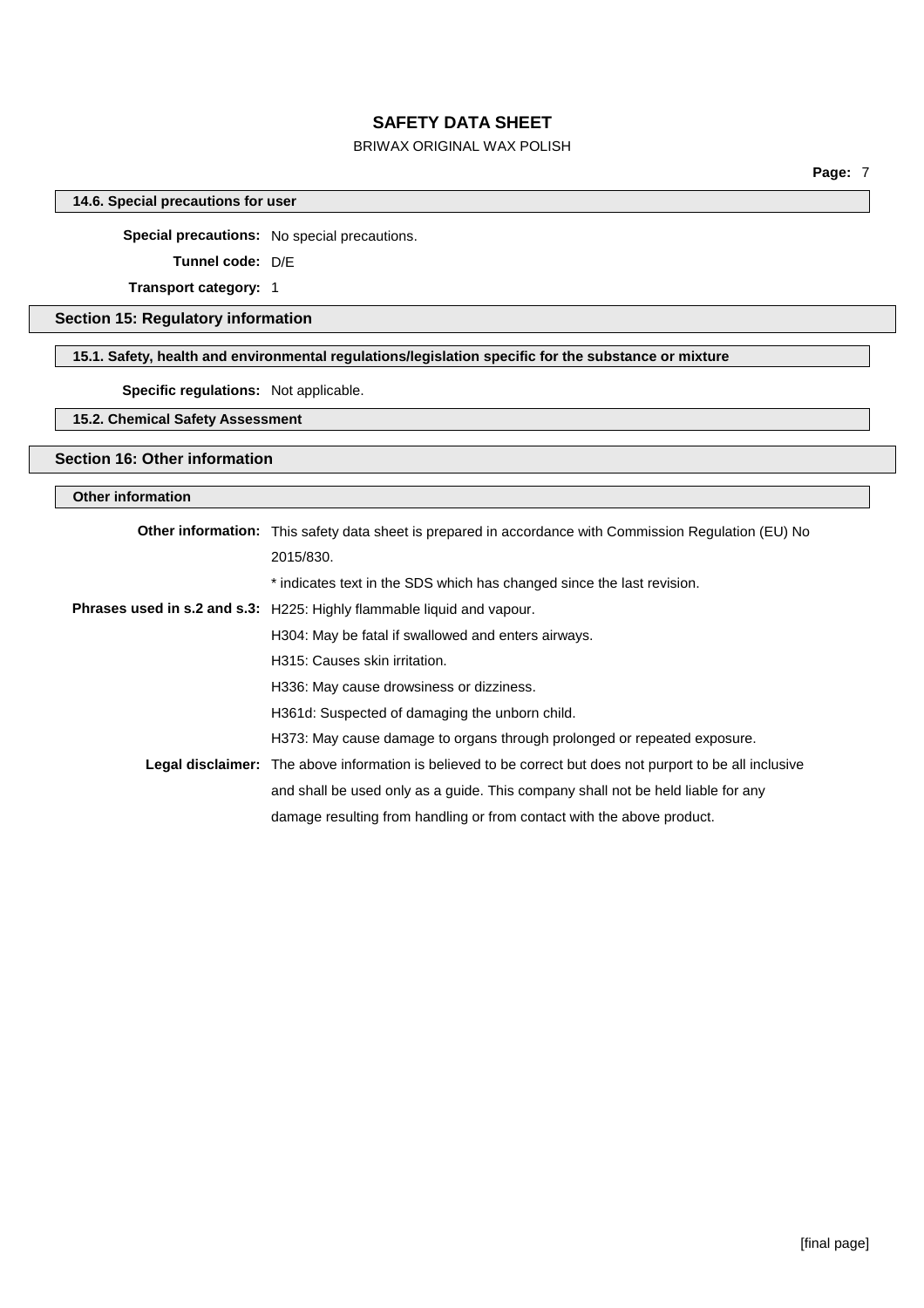#### 14.6. Special precautions for user

**Special precautions:** No special precautions.

**Tunnel code:** D/E

**Transport category:** 1

## Section 15: Regulatory information

#### 15.1. Safety, health and environmental regulations/legislation specific for the substance or mixture

**Specific regulations:** Not applicable.

#### 15.2. Chemical Safety Assessment

## Section 16: Other information

#### Other information

**Other information:** This safety data sheet is prepared in accordance with Commission Regulation (EU) No 2015/830.

* indicates text in the SDS which has changed since the last revision.

**Phrases used in s.2 and s.3:** H225: Highly flammable liquid and vapour.

H304: May be fatal if swallowed and enters airways.

H315: Causes skin irritation.

H336: May cause drowsiness or dizziness.

H361d: Suspected of damaging the unborn child.

H373: May cause damage to organs through prolonged or repeated exposure.

**Legal disclaimer:** The above information is believed to be correct but does not purport to be all inclusive and shall be used only as a guide. This company shall not be held liable for any damage resulting from handling or from contact with the above product.

[final page]